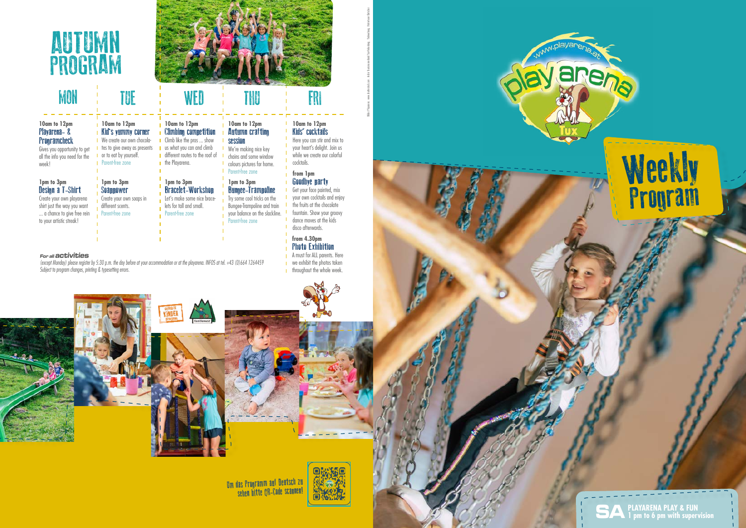# AUTUMN PROGRAM

## MON

**10am to 12pm**
### Playarena- & Programcheck
Gives you opportunity to get all the info you need for the week!

**1pm to 3pm**
### Design a T-Shirt
Create your own playarena shirt just the way you want ... a chance to give free rein to your artistic streak!

## TUE

**10am to 12pm**
### Kid's yummy corner
We create our own chocolates to give away as presents or to eat by yourself.
Parent-free zone

**1pm to 3pm**
### Soappower
Create your own soaps in different scents.
Parent-free zone

## WED

**10am to 12pm**
### Climbing competition
Climb like the pros ... show us what you can and climb different routes to the roof of the Playarena.

**1pm to 3pm**
### Bracelet-Workshop
Let's make some nice bracelets for tall and small.
Parent-free zone

## THU

**10am to 12pm**
### Autumn crafting session
We're making nice key chains and some window colours pictures for home.
Parent-free zone

**1pm to 3pm**
### Bungee-Trampoline
Try some cool tricks on the Bungee-Trampoline and train your balance on the slackline.
Parent-free zone

## FRI

**10am to 12pm**
### Kids' cocktails
Here you can stir and mix to your heart's delight. Join us while we create our colorful cocktails.

**from 1pm**
### Goodbye party
Get your face painted, mix your own cocktails and enjoy the fruits at the chocolate fountain. Show your groovy dance moves at the kids disco afterwards.

**from 4.30pm**
### Photo Exhibition
A must for ALL parents. Here we exhibit the photos taken throughout the whole week.

**For all activities**

*(except Monday) please register by 5:30 p.m. the day before at your accommodation or at the playarena. INFOS at tel. +43 (0)664 1264459*
*Subject to program changes, printing & typesetting errors.*

Um das Programm auf Deutsch zu sehen bitte QR-Code scannen!

www.playarena.at
play arena Tux

# Weekly Program

**SA** PLAYARENA PLAY & FUN
1 pm to 6 pm with supervision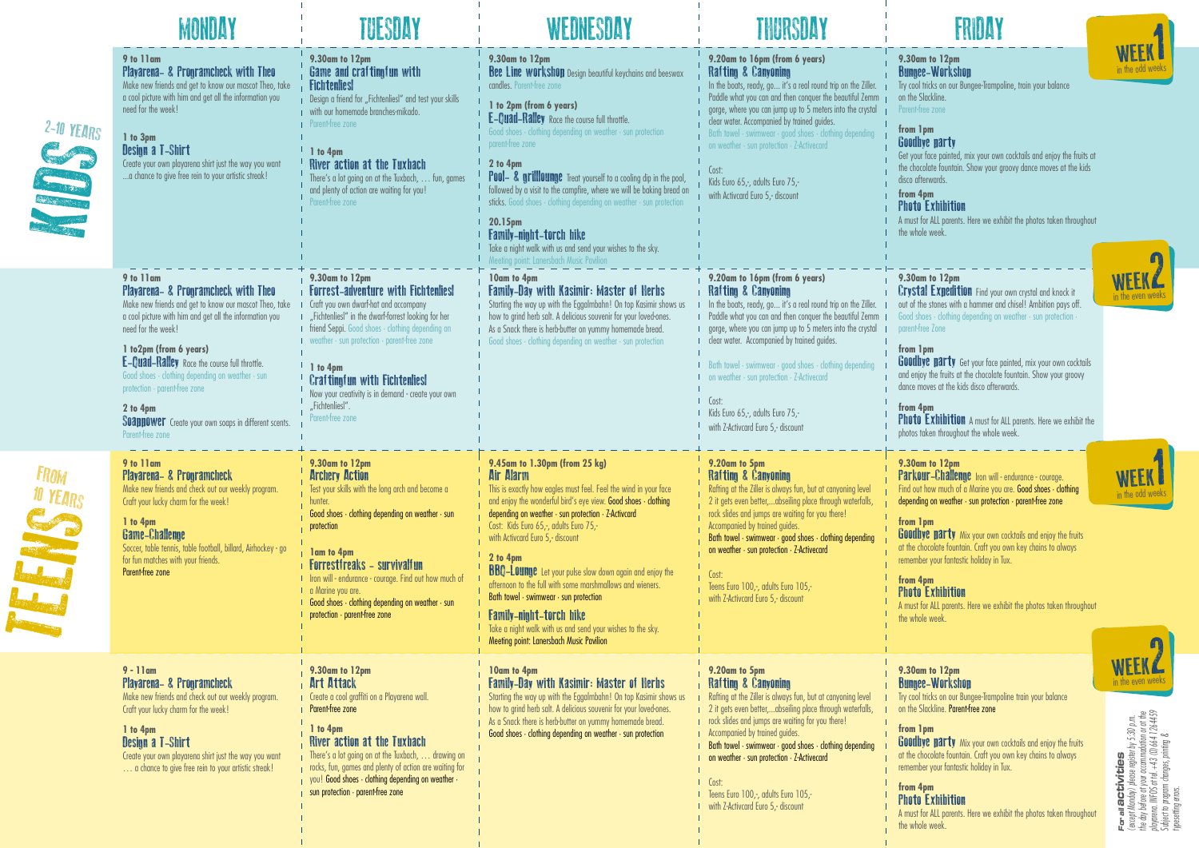# KIDS 2-10 YEARS

## WEEK 1 (in the odd weeks)

### MONDAY

**9 to 11am**
**Playarena- & Programcheck with Theo**
Make new friends and get to know our mascot Theo, take a cool picture with him and get all the information you need for the week!

**1 to 3pm**
**Design a T-Shirt**
Create your own playarena shirt just the way you want ...a chance to give free rein to your artistic streak!

### TUESDAY

**9.30am to 12pm**
**Game and craftingfun with Fichtenlies!**
Design a friend for „Fichtenlies!" and test your skills with our homemade branches-mikado.
Parent-free zone

**1 to 4pm**
**River action at the Tuxbach**
There's a lot going on at the Tuxbach, ... fun, games and plenty of action are waiting for you!
Parent-free zone

### WEDNESDAY

**9.30am to 12pm**
**Bee Line workshop** Design beautiful keychains and beeswax candles. Parent-free zone

**1 to 2pm (from 6 years)**
**E-Quad-Rallye** Race the course full throttle.
Good shoes · clothing depending on weather · sun protection parent-free zone

**2 to 4pm**
**Pool- & grilllounge** Treat yourself to a cooling dip in the pool, followed by a visit to the campfire, where we will be baking bread on sticks. Good shoes · clothing depending on weather · sun protection

**20.15pm**
**Family-night-torch hike**
Take a night walk with us and send your wishes to the sky.
Meeting point: Lanersbach Music Pavilion

### THURSDAY

**9.20am to 16pm (from 6 years)**
**Rafting & Canyoning**
In the boats, ready, go... it's a real round trip on the Ziller. Paddle what you can and then conquer the beautiful Zemm gorge, where you can jump up to 5 meters into the crystal clear water. Accompanied by trained guides.
Bath towel · swimwear · good shoes · clothing depending on weather · sun protection · Z-Activcard

Cost:
Kids Euro 65,-, adults Euro 75,-
with Activcard Euro 5,- discount

### FRIDAY

**9.30am to 12pm**
**Bungee-Workshop**
Try cool tricks on our Bungee-Trampoline, train your balance on the Slackline.
Parent-free zone

**from 1pm**
**Goodbye party**
Get your face painted, mix your own cocktails and enjoy the fruits at the chocolate fountain. Show your groovy dance moves at the kids disco afterwards.

**from 4pm**
**Photo Exhibition**
A must for ALL parents. Here we exhibit the photos taken throughout the whole week.

## WEEK 2 (in the even weeks)

### MONDAY

**9 to 11am**
**Playarena- & Programcheck with Theo**
Make new friends and get to know our mascot Theo, take a cool picture with him and get all the information you need for the week!

**1 to2pm (from 6 years)**
**E-Quad-Rallye** Race the course full throttle.
Good shoes · clothing depending on weather · sun protection · parent-free zone

**2 to 4pm**
**Soappower** Create your own soaps in different scents.
Parent-free zone

### TUESDAY

**9.30am to 12pm**
**Forrest-adventure with Fichtenlies!**
Craft you own dwarf-hat and accompany „Fichtenlies!" in the dwarf-forrest looking for her friend Seppi. Good shoes · clothing depending on weather · sun protection · parent-free zone

**1 to 4pm**
**Craftingfun with Fichtenlies!**
Now your creativity is in demand - create your own „Fichtenlies!".
Parent-free zone

### WEDNESDAY

**10am to 4pm**
**Family-Day with Kasimir: Master of Herbs**
Starting the way up with the Eggalmbahn! On top Kasimir shows us how to grind herb salt. A delicious souvenir for your loved-ones. As a Snack there is herb-butter on yummy homemade bread.
Good shoes · clothing depending on weather · sun protection

### THURSDAY

**9.20am to 16pm (from 6 years)**
**Rafting & Canyoning**
In the boats, ready, go... it's a real round trip on the Ziller. Paddle what you can and then conquer the beautiful Zemm gorge, where you can jump up to 5 meters into the crystal clear water. Accompanied by trained guides.

Bath towel · swimwear · good shoes · clothing depending on weather · sun protection · Z-Activcard

Cost:
Kids Euro 65,-, adults Euro 75,-
with Z-Activcard Euro 5,- discount

### FRIDAY

**9.30am to 12pm**
**Crystal Expedition** Find your own crystal and knock it out of the stones with a hammer and chisel! Ambition pays off.
Good shoes · clothing depending on weather · sun protection · parent-free Zone

**from 1pm**
**Goodbye party** Get your face painted, mix your own cocktails and enjoy the fruits at the chocolate fountain. Show your groovy dance moves at the kids disco afterwards.

**from 4pm**
**Photo Exhibition** A must for ALL parents. Here we exhibit the photos taken throughout the whole week.

# TEENS FROM 10 YEARS

## WEEK 1 (in the odd weeks)

### MONDAY

**9 to 11am**
**Playarena- & Programcheck**
Make new friends and check out our weekly program. Craft your lucky charm for the week!

**1 to 4pm**
**Game-Challenge**
Soccer, table tennis, table football, billard, Airhockey - go for fun matches with your friends.
Parent-free zone

### TUESDAY

**9.30am to 12pm**
**Archery Action**
Test your skills with the long arch and become a hunter.
Good shoes · clothing depending on weather · sun protection

**1am to 4pm**
**Forrestfreaks – survivalfun**
Iron will - endurance - courage. Find out how much of a Marine you are.
Good shoes · clothing depending on weather · sun protection · parent-free zone

### WEDNESDAY

**9.45am to 1.30pm (from 25 kg)**
**Air Alarm**
This is exactly how eagles must feel. Feel the wind in your face and enjoy the wonderful bird's eye view. Good shoes · clothing depending on weather · sun protection · Z-Activcard
Cost: Kids Euro 65,-, adults Euro 75,-
with Activcard Euro 5,- discount

**2 to 4pm**
**BBQ-Lounge** Let your pulse slow down again and enjoy the afternoon to the full with some marshmallows and wieners.
Bath towel · swimwear · sun protection

**Family-night-torch hike**
Take a night walk with us and send your wishes to the sky.
Meeting point: Lanersbach Music Pavilion

### THURSDAY

**9.20am to 5pm**
**Rafting & Canyoning**
Rafting at the Ziller is always fun, but at canyoning level 2 it gets even better,...abseiling place through waterfalls, rock slides and jumps are waiting for you there! Accompanied by trained guides.
Bath towel · swimwear · good shoes · clothing depending on weather · sun protection · Z-Activcard

Cost:
Teens Euro 100,-, adults Euro 105,-
with Z-Activcard Euro 5,- discount

### FRIDAY

**9.30am to 12pm**
**Parkour-Challenge** Iron will - endurance - courage. Find out how much of a Marine you are. Good shoes · clothing depending on weather · sun protection · parent-free zone

**from 1pm**
**Goodbye party** Mix your own cocktails and enjoy the fruits at the chocolate fountain. Craft you own key chains to always remember your fantastic holiday in Tux.

**from 4pm**
**Photo Exhibition**
A must for ALL parents. Here we exhibit the photos taken throughout the whole week.

## WEEK 2 (in the even weeks)

### MONDAY

**9 - 11am**
**Playarena- & Programcheck**
Make new friends and check out our weekly program. Craft your lucky charm for the week!

**1 to 4pm**
**Design a T-Shirt**
Create your own playarena shirt just the way you want ... a chance to give free rein to your artistic streak!

### TUESDAY

**9.30am to 12pm**
**Art Attack**
Create a cool graffiti on a Playarena wall.
Parent-free zone

**1 to 4pm**
**River action at the Tuxbach**
There's a lot going on at the Tuxbach, ... drawing on rocks, fun, games and plenty of action are waiting for you! Good shoes · clothing depending on weather · sun protection · parent-free zone

### WEDNESDAY

**10am to 4pm**
**Family-Day with Kasimir: Master of Herbs**
Starting the way up with the Eggalmbahn! On top Kasimir shows us how to grind herb salt. A delicious souvenir for your loved-ones. As a Snack there is herb-butter on yummy homemade bread.
Good shoes · clothing depending on weather · sun protection

### THURSDAY

**9.20am to 5pm**
**Rafting & Canyoning**
Rafting at the Ziller is always fun, but at canyoning level 2 it gets even better,...abseiling place through waterfalls, rock slides and jumps are waiting for you there! Accompanied by trained guides.
Bath towel · swimwear · good shoes · clothing depending on weather · sun protection · Z-Activcard

Cost:
Teens Euro 100,-, adults Euro 105,-
with Z-Activcard Euro 5,- discount

### FRIDAY

**9.30am to 12pm**
**Bungee-Workshop**
Try cool tricks on our Bungee-Trampoline train your balance on the Slackline. Parent-free zone

**from 1pm**
**Goodbye party** Mix your own cocktails and enjoy the fruits at the chocolate fountain. Craft you own key chains to always remember your fantastic holiday in Tux.

**from 4pm**
**Photo Exhibition**
A must for ALL parents. Here we exhibit the photos taken throughout the whole week.

---

*For all activities (except Monday) please register by 5:30 p.m. the day before at your accommodation or at the playarena. INFOS at tel. +43 (0)664 1284459. Subject to program changes, printing & typesetting errors.*